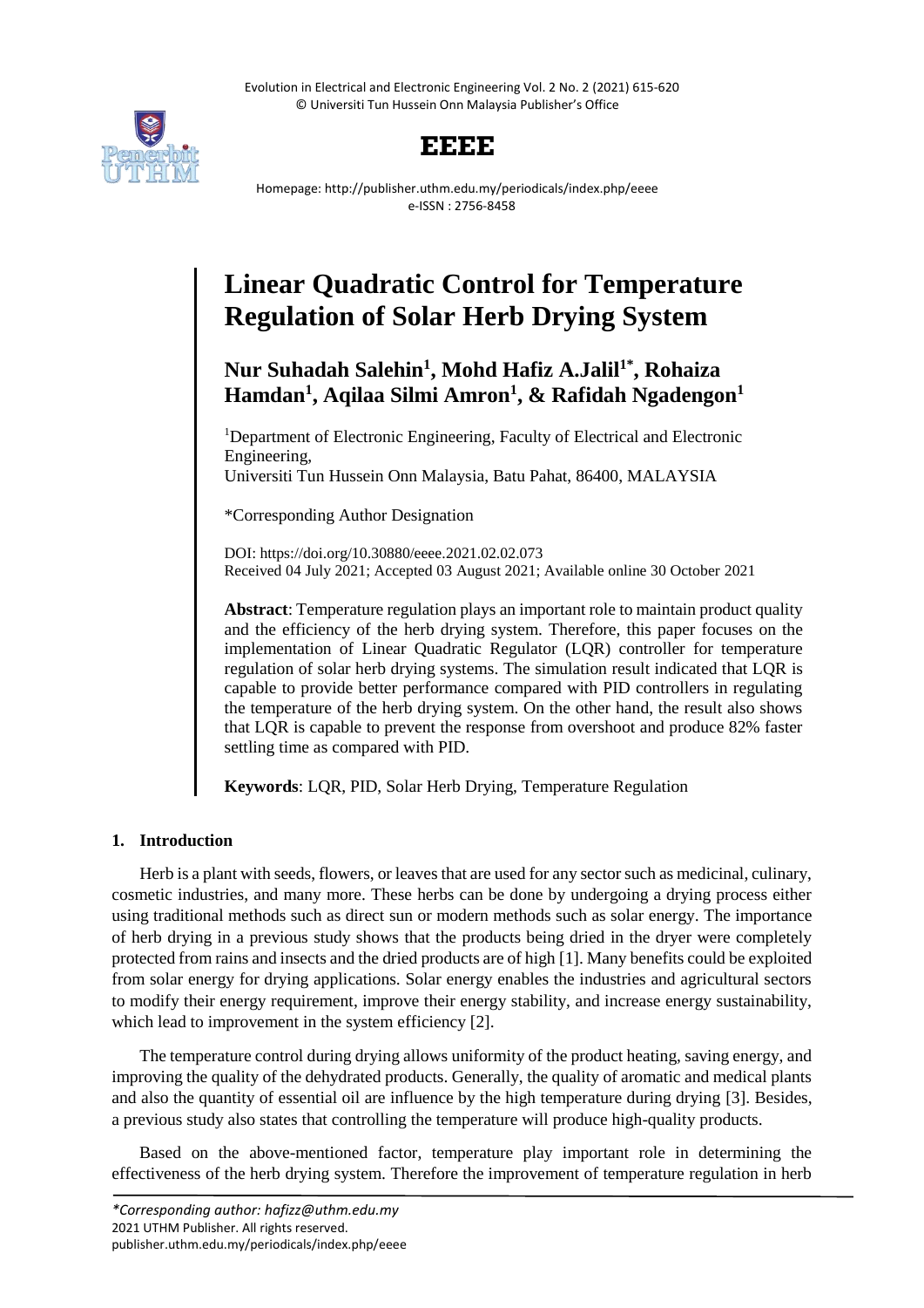# EEEE

Homepage: http://publisher.uthm.edu.my/periodicals/index.php/eeee
e-ISSN : 2756-8458

# Linear Quadratic Control for Temperature Regulation of Solar Herb Drying System

**Nur Suhadah Salehin[1], Mohd Hafiz A.Jalil[1*], Rohaiza Hamdan[1], Aqilaa Silmi Amron[1], & Rafidah Ngadengon[1]**

[1]Department of Electronic Engineering, Faculty of Electrical and Electronic Engineering,
Universiti Tun Hussein Onn Malaysia, Batu Pahat, 86400, MALAYSIA

*Corresponding Author Designation

DOI: https://doi.org/10.30880/eeee.2021.02.02.073
Received 04 July 2021; Accepted 03 August 2021; Available online 30 October 2021

**Abstract**: Temperature regulation plays an important role to maintain product quality and the efficiency of the herb drying system. Therefore, this paper focuses on the implementation of Linear Quadratic Regulator (LQR) controller for temperature regulation of solar herb drying systems. The simulation result indicated that LQR is capable to provide better performance compared with PID controllers in regulating the temperature of the herb drying system. On the other hand, the result also shows that LQR is capable to prevent the response from overshoot and produce 82% faster settling time as compared with PID.

**Keywords**: LQR, PID, Solar Herb Drying, Temperature Regulation

## 1. Introduction

Herb is a plant with seeds, flowers, or leaves that are used for any sector such as medicinal, culinary, cosmetic industries, and many more. These herbs can be done by undergoing a drying process either using traditional methods such as direct sun or modern methods such as solar energy. The importance of herb drying in a previous study shows that the products being dried in the dryer were completely protected from rains and insects and the dried products are of high [1]. Many benefits could be exploited from solar energy for drying applications. Solar energy enables the industries and agricultural sectors to modify their energy requirement, improve their energy stability, and increase energy sustainability, which lead to improvement in the system efficiency [2].

The temperature control during drying allows uniformity of the product heating, saving energy, and improving the quality of the dehydrated products. Generally, the quality of aromatic and medical plants and also the quantity of essential oil are influence by the high temperature during drying [3]. Besides, a previous study also states that controlling the temperature will produce high-quality products.

Based on the above-mentioned factor, temperature play important role in determining the effectiveness of the herb drying system. Therefore the improvement of temperature regulation in herb

*Corresponding author: hafizz@uthm.edu.my
2021 UTHM Publisher. All rights reserved.
publisher.uthm.edu.my/periodicals/index.php/eeee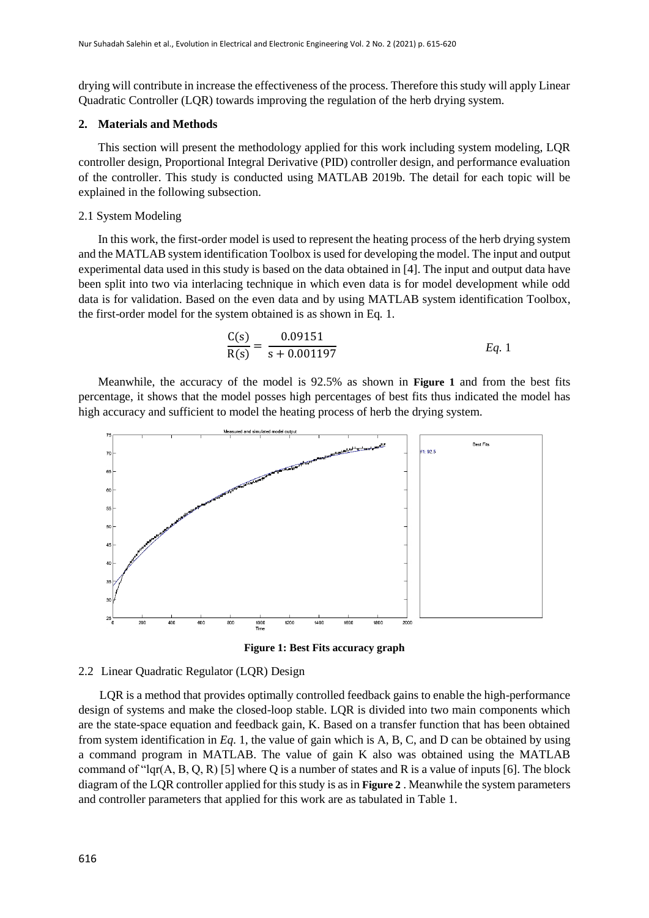drying will contribute in increase the effectiveness of the process. Therefore this study will apply Linear Quadratic Controller (LQR) towards improving the regulation of the herb drying system.

## 2. Materials and Methods

This section will present the methodology applied for this work including system modeling, LQR controller design, Proportional Integral Derivative (PID) controller design, and performance evaluation of the controller. This study is conducted using MATLAB 2019b. The detail for each topic will be explained in the following subsection.

### 2.1 System Modeling

In this work, the first-order model is used to represent the heating process of the herb drying system and the MATLAB system identification Toolbox is used for developing the model. The input and output experimental data used in this study is based on the data obtained in [4]. The input and output data have been split into two via interlacing technique in which even data is for model development while odd data is for validation. Based on the even data and by using MATLAB system identification Toolbox, the first-order model for the system obtained is as shown in Eq. 1.

$$\frac{C(s)}{R(s)} = \frac{0.09151}{s + 0.001197} \qquad \textit{Eq. } 1$$

Meanwhile, the accuracy of the model is 92.5% as shown in **Figure 1** and from the best fits percentage, it shows that the model posses high percentages of best fits thus indicated the model has high accuracy and sufficient to model the heating process of herb the drying system.

**Figure 1: Best Fits accuracy graph**

### 2.2 Linear Quadratic Regulator (LQR) Design

LQR is a method that provides optimally controlled feedback gains to enable the high-performance design of systems and make the closed-loop stable. LQR is divided into two main components which are the state-space equation and feedback gain, K. Based on a transfer function that has been obtained from system identification in *Eq.* 1, the value of gain which is A, B, C, and D can be obtained by using a command program in MATLAB. The value of gain K also was obtained using the MATLAB command of "lqr(A, B, Q, R) [5] where Q is a number of states and R is a value of inputs [6]. The block diagram of the LQR controller applied for this study is as in **Figure 2** . Meanwhile the system parameters and controller parameters that applied for this work are as tabulated in Table 1.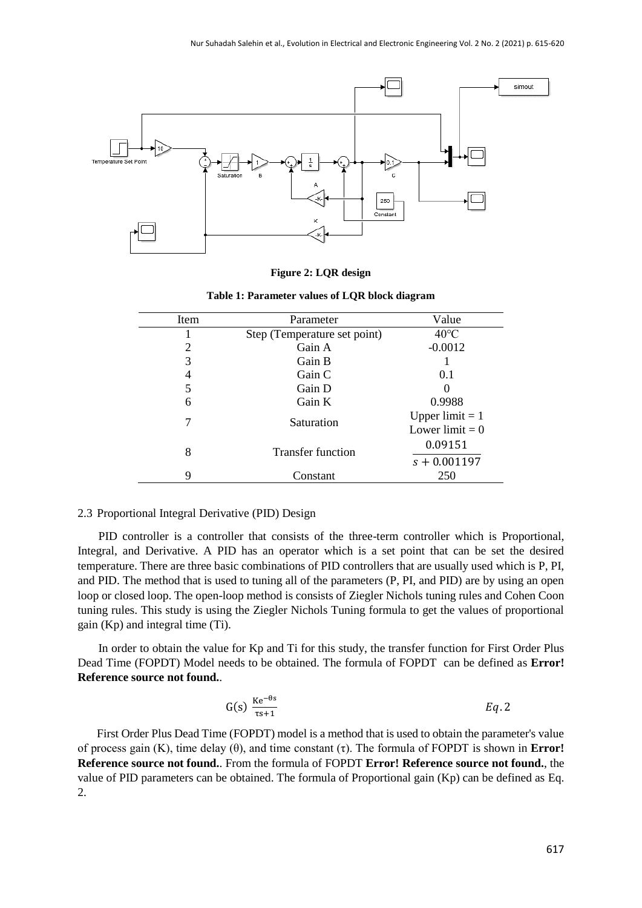**Figure 2: LQR design**

**Table 1: Parameter values of LQR block diagram**

| Item | Parameter | Value |
|---|---|---|
| 1 | Step (Temperature set point) | 40°C |
| 2 | Gain A | -0.0012 |
| 3 | Gain B | 1 |
| 4 | Gain C | 0.1 |
| 5 | Gain D | 0 |
| 6 | Gain K | 0.9988 |
| 7 | Saturation | Upper limit = 1<br>Lower limit = 0 |
| 8 | Transfer function | $\frac{0.09151}{s + 0.001197}$ |
| 9 | Constant | 250 |

### 2.3 Proportional Integral Derivative (PID) Design

PID controller is a controller that consists of the three-term controller which is Proportional, Integral, and Derivative. A PID has an operator which is a set point that can be set the desired temperature. There are three basic combinations of PID controllers that are usually used which is P, PI, and PID. The method that is used to tuning all of the parameters (P, PI, and PID) are by using an open loop or closed loop. The open-loop method is consists of Ziegler Nichols tuning rules and Cohen Coon tuning rules. This study is using the Ziegler Nichols Tuning formula to get the values of proportional gain (Kp) and integral time (Ti).

In order to obtain the value for Kp and Ti for this study, the transfer function for First Order Plus Dead Time (FOPDT) Model needs to be obtained. The formula of FOPDT can be defined as **Error! Reference source not found.**.

$$G(s) \ \frac{Ke^{-\theta s}}{\tau s+1} \qquad Eq.2$$

First Order Plus Dead Time (FOPDT) model is a method that is used to obtain the parameter's value of process gain (K), time delay (θ), and time constant (τ). The formula of FOPDT is shown in **Error! Reference source not found.**. From the formula of FOPDT **Error! Reference source not found.**, the value of PID parameters can be obtained. The formula of Proportional gain (Kp) can be defined as Eq. 2.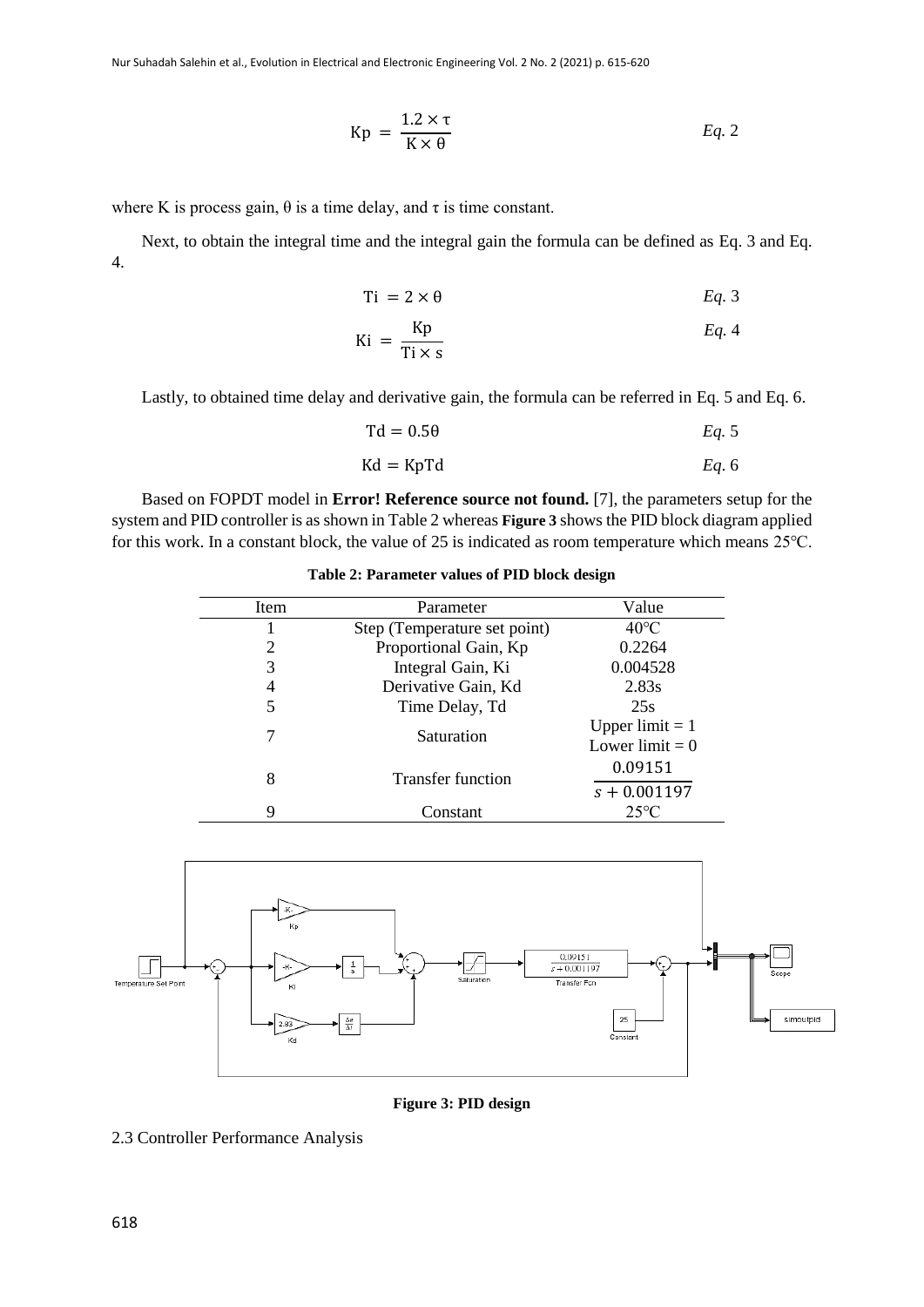$$\mathrm{Kp} = \frac{1.2 \times \tau}{\mathrm{K} \times \theta} \qquad \textit{Eq. 2}$$

where K is process gain, θ is a time delay, and τ is time constant.

Next, to obtain the integral time and the integral gain the formula can be defined as Eq. 3 and Eq. 4.

$$\mathrm{Ti} = 2 \times \theta \qquad \textit{Eq. 3}$$

$$\mathrm{Ki} = \frac{\mathrm{Kp}}{\mathrm{Ti} \times \mathrm{s}} \qquad \textit{Eq. 4}$$

Lastly, to obtained time delay and derivative gain, the formula can be referred in Eq. 5 and Eq. 6.

$$\mathrm{Td} = 0.5\theta \qquad \textit{Eq. 5}$$

$$\mathrm{Kd} = \mathrm{KpTd} \qquad \textit{Eq. 6}$$

Based on FOPDT model in **Error! Reference source not found.** [7], the parameters setup for the system and PID controller is as shown in Table 2 whereas **Figure 3** shows the PID block diagram applied for this work. In a constant block, the value of 25 is indicated as room temperature which means 25°C.

**Table 2: Parameter values of PID block design**

| Item | Parameter | Value |
|---|---|---|
| 1 | Step (Temperature set point) | 40°C |
| 2 | Proportional Gain, Kp | 0.2264 |
| 3 | Integral Gain, Ki | 0.004528 |
| 4 | Derivative Gain, Kd | 2.83s |
| 5 | Time Delay, Td | 25s |
| 7 | Saturation | Upper limit = 1<br>Lower limit = 0 |
| 8 | Transfer function | $\frac{0.09151}{s + 0.001197}$ |
| 9 | Constant | 25°C |

**Figure 3: PID design**

2.3 Controller Performance Analysis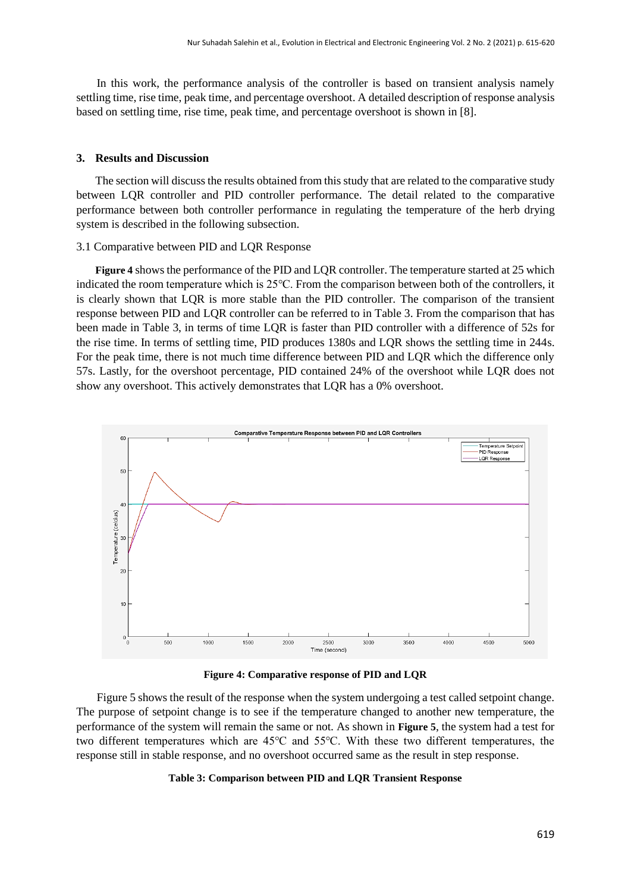In this work, the performance analysis of the controller is based on transient analysis namely settling time, rise time, peak time, and percentage overshoot. A detailed description of response analysis based on settling time, rise time, peak time, and percentage overshoot is shown in [8].

## 3. Results and Discussion

The section will discuss the results obtained from this study that are related to the comparative study between LQR controller and PID controller performance. The detail related to the comparative performance between both controller performance in regulating the temperature of the herb drying system is described in the following subsection.

### 3.1 Comparative between PID and LQR Response

**Figure 4** shows the performance of the PID and LQR controller. The temperature started at 25 which indicated the room temperature which is 25°C. From the comparison between both of the controllers, it is clearly shown that LQR is more stable than the PID controller. The comparison of the transient response between PID and LQR controller can be referred to in Table 3. From the comparison that has been made in Table 3, in terms of time LQR is faster than PID controller with a difference of 52s for the rise time. In terms of settling time, PID produces 1380s and LQR shows the settling time in 244s. For the peak time, there is not much time difference between PID and LQR which the difference only 57s. Lastly, for the overshoot percentage, PID contained 24% of the overshoot while LQR does not show any overshoot. This actively demonstrates that LQR has a 0% overshoot.

**Figure 4: Comparative response of PID and LQR**

Figure 5 shows the result of the response when the system undergoing a test called setpoint change. The purpose of setpoint change is to see if the temperature changed to another new temperature, the performance of the system will remain the same or not. As shown in **Figure 5**, the system had a test for two different temperatures which are 45°C and 55°C. With these two different temperatures, the response still in stable response, and no overshoot occurred same as the result in step response.

**Table 3: Comparison between PID and LQR Transient Response**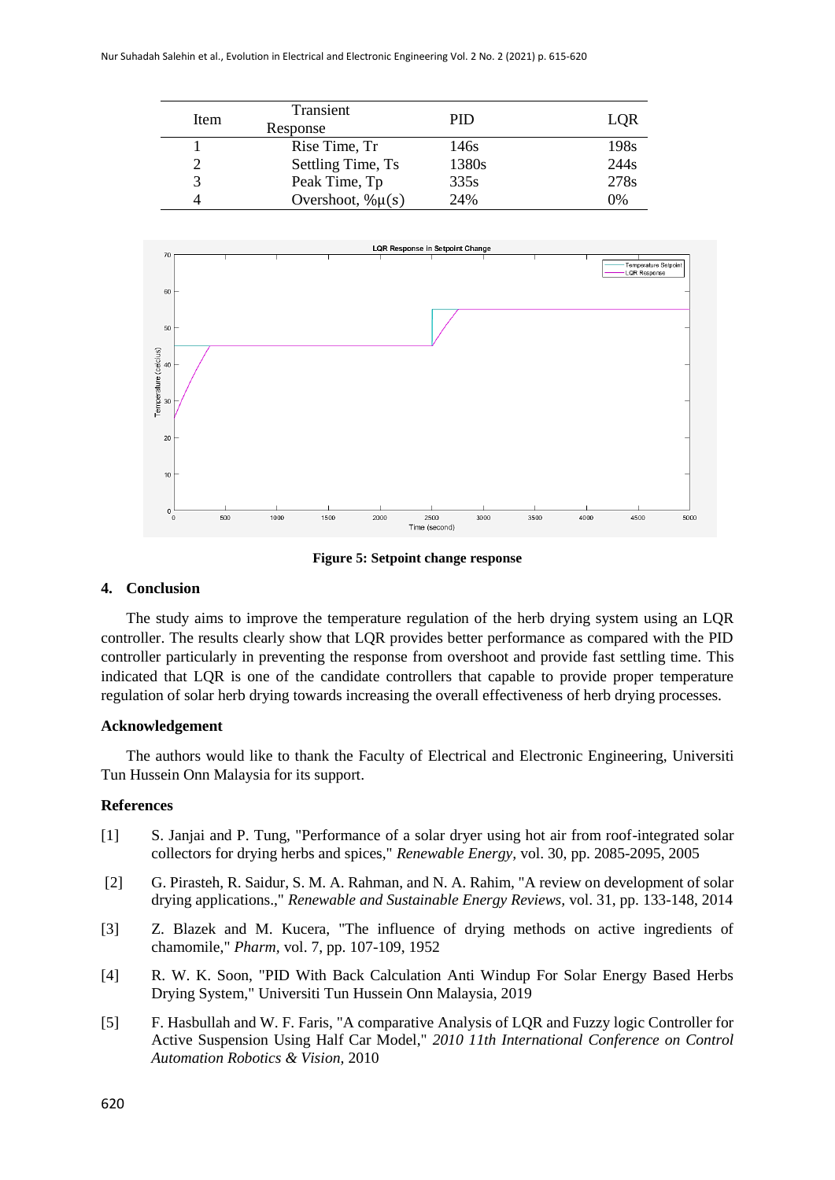| Item | Transient Response | PID | LQR |
|---|---|---|---|
| 1 | Rise Time, Tr | 146s | 198s |
| 2 | Settling Time, Ts | 1380s | 244s |
| 3 | Peak Time, Tp | 335s | 278s |
| 4 | Overshoot, %μ(s) | 24% | 0% |

**Figure 5: Setpoint change response**

## 4. Conclusion

The study aims to improve the temperature regulation of the herb drying system using an LQR controller. The results clearly show that LQR provides better performance as compared with the PID controller particularly in preventing the response from overshoot and provide fast settling time. This indicated that LQR is one of the candidate controllers that capable to provide proper temperature regulation of solar herb drying towards increasing the overall effectiveness of herb drying processes.

### Acknowledgement

The authors would like to thank the Faculty of Electrical and Electronic Engineering, Universiti Tun Hussein Onn Malaysia for its support.

### References

[1] S. Janjai and P. Tung, "Performance of a solar dryer using hot air from roof-integrated solar collectors for drying herbs and spices," *Renewable Energy*, vol. 30, pp. 2085-2095, 2005

[2] G. Pirasteh, R. Saidur, S. M. A. Rahman, and N. A. Rahim, "A review on development of solar drying applications.," *Renewable and Sustainable Energy Reviews*, vol. 31, pp. 133-148, 2014

[3] Z. Blazek and M. Kucera, "The influence of drying methods on active ingredients of chamomile," *Pharm*, vol. 7, pp. 107-109, 1952

[4] R. W. K. Soon, "PID With Back Calculation Anti Windup For Solar Energy Based Herbs Drying System," Universiti Tun Hussein Onn Malaysia, 2019

[5] F. Hasbullah and W. F. Faris, "A comparative Analysis of LQR and Fuzzy logic Controller for Active Suspension Using Half Car Model," *2010 11th International Conference on Control Automation Robotics & Vision*, 2010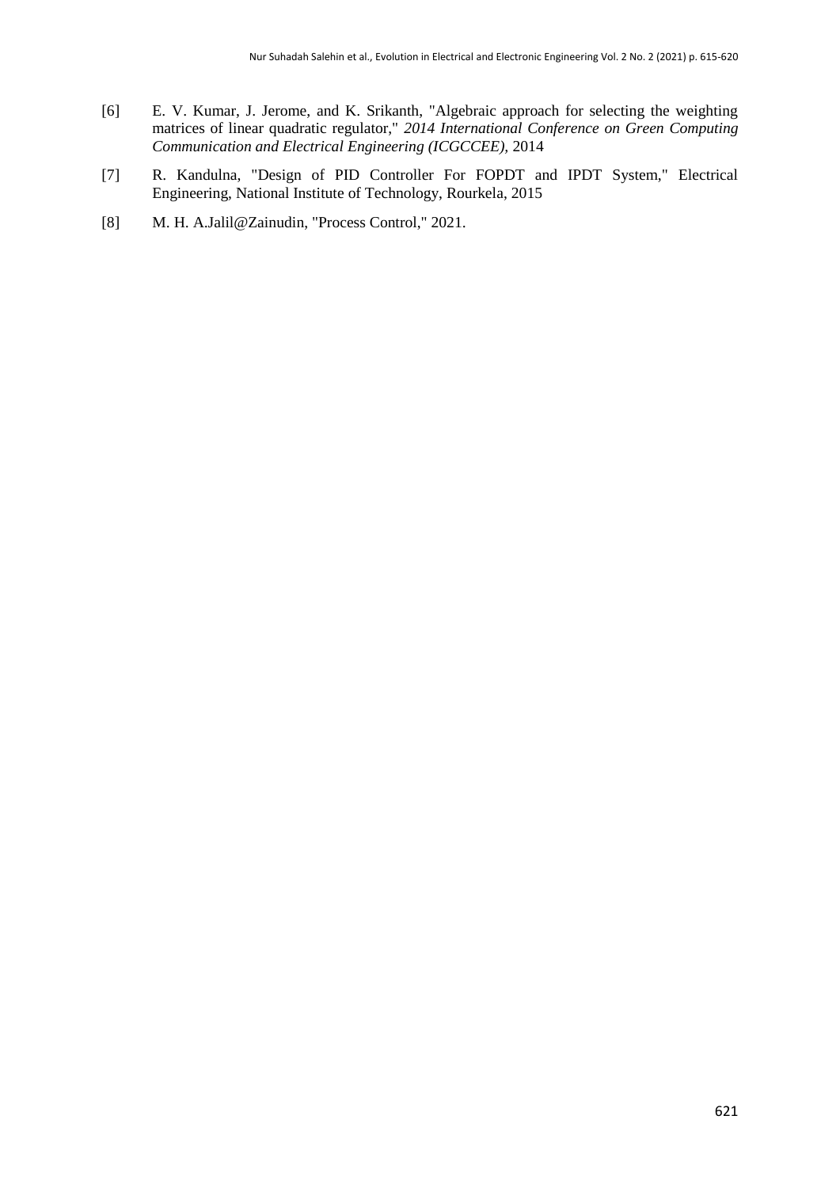[6] E. V. Kumar, J. Jerome, and K. Srikanth, "Algebraic approach for selecting the weighting matrices of linear quadratic regulator," *2014 International Conference on Green Computing Communication and Electrical Engineering (ICGCCEE)*, 2014

[7] R. Kandulna, "Design of PID Controller For FOPDT and IPDT System," Electrical Engineering, National Institute of Technology, Rourkela, 2015

[8] M. H. A.Jalil@Zainudin, "Process Control," 2021.